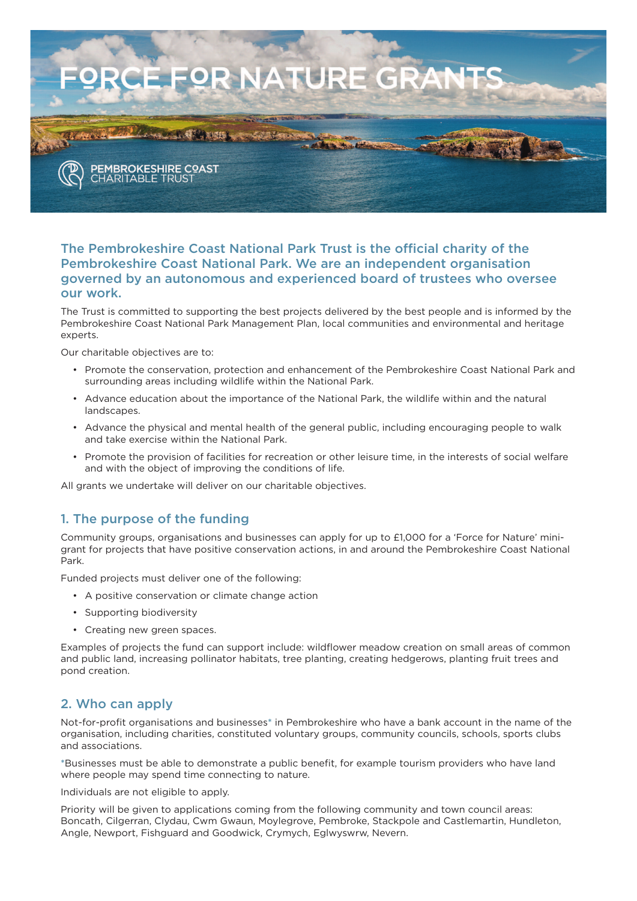# FORCE FOR NATURE GRANTS

PEMBROKESHIRE COAST CHARITABLE TRUST

**The Pembrokeshire Coast National Park Trust is the official charity of the Pembrokeshire Coast National Park. We are an independent organisation governed by an autonomous and experienced board of trustees who oversee our work.**

The Trust is committed to supporting the best projects delivered by the best people and is informed by the Pembrokeshire Coast National Park Management Plan, local communities and environmental and heritage experts.

Our charitable objectives are to:

- Promote the conservation, protection and enhancement of the Pembrokeshire Coast National Park and surrounding areas including wildlife within the National Park.
- Advance education about the importance of the National Park, the wildlife within and the natural landscapes.
- Advance the physical and mental health of the general public, including encouraging people to walk and take exercise within the National Park.
- Promote the provision of facilities for recreation or other leisure time, in the interests of social welfare and with the object of improving the conditions of life.

All grants we undertake will deliver on our charitable objectives.

## 1. The purpose of the funding

Community groups, organisations and businesses can apply for up to £1,000 for a 'Force for Nature' mini-grant for projects that have positive conservation actions, in and around the Pembrokeshire Coast National Park.

Funded projects must deliver one of the following:

- A positive conservation or climate change action
- Supporting biodiversity
- Creating new green spaces.

Examples of projects the fund can support include: wildflower meadow creation on small areas of common and public land, increasing pollinator habitats, tree planting, creating hedgerows, planting fruit trees and pond creation.

## 2. Who can apply

Not-for-profit organisations and businesses* in Pembrokeshire who have a bank account in the name of the organisation, including charities, constituted voluntary groups, community councils, schools, sports clubs and associations.

*Businesses must be able to demonstrate a public benefit, for example tourism providers who have land where people may spend time connecting to nature.

Individuals are not eligible to apply.

Priority will be given to applications coming from the following community and town council areas: Boncath, Cilgerran, Clydau, Cwm Gwaun, Moylegrove, Pembroke, Stackpole and Castlemartin, Hundleton, Angle, Newport, Fishguard and Goodwick, Crymych, Eglwyswrw, Nevern.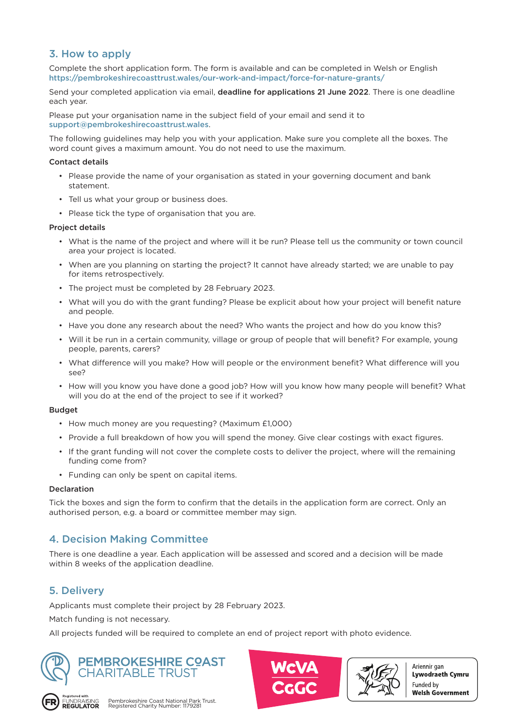## 3. How to apply

Complete the short application form. The form is available and can be completed in Welsh or English https://pembrokeshirecoasttrust.wales/our-work-and-impact/force-for-nature-grants/

Send your completed application via email, **deadline for applications 21 June 2022**. There is one deadline each year.

Please put your organisation name in the subject field of your email and send it to support@pembrokeshirecoasttrust.wales.

The following guidelines may help you with your application. Make sure you complete all the boxes. The word count gives a maximum amount. You do not need to use the maximum.

### Contact details

- Please provide the name of your organisation as stated in your governing document and bank statement.
- Tell us what your group or business does.
- Please tick the type of organisation that you are.

### Project details

- What is the name of the project and where will it be run? Please tell us the community or town council area your project is located.
- When are you planning on starting the project? It cannot have already started; we are unable to pay for items retrospectively.
- The project must be completed by 28 February 2023.
- What will you do with the grant funding? Please be explicit about how your project will benefit nature and people.
- Have you done any research about the need? Who wants the project and how do you know this?
- Will it be run in a certain community, village or group of people that will benefit? For example, young people, parents, carers?
- What difference will you make? How will people or the environment benefit? What difference will you see?
- How will you know you have done a good job? How will you know how many people will benefit? What will you do at the end of the project to see if it worked?

### Budget

- How much money are you requesting? (Maximum £1,000)
- Provide a full breakdown of how you will spend the money. Give clear costings with exact figures.
- If the grant funding will not cover the complete costs to deliver the project, where will the remaining funding come from?
- Funding can only be spent on capital items.

### Declaration

Tick the boxes and sign the form to confirm that the details in the application form are correct. Only an authorised person, e.g. a board or committee member may sign.

## 4. Decision Making Committee

There is one deadline a year. Each application will be assessed and scored and a decision will be made within 8 weeks of the application deadline.

## 5. Delivery

Applicants must complete their project by 28 February 2023.

Match funding is not necessary.

All projects funded will be required to complete an end of project report with photo evidence.

PEMBROKESHIRE COAST CHARITABLE TRUST

Registered with FUNDRAISING REGULATOR

Pembrokeshire Coast National Park Trust.
Registered Charity Number: 1179281

WCVA CGGC

Ariennir gan Lywodraeth Cymru
Funded by Welsh Government